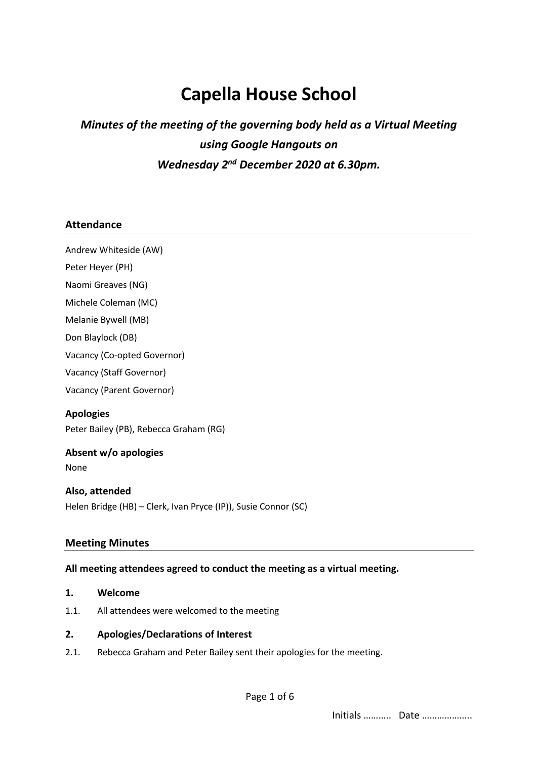# Capella House School

***Minutes of the meeting of the governing body held as a Virtual Meeting using Google Hangouts on Wednesday 2nd December 2020 at 6.30pm.***

## Attendance

Andrew Whiteside (AW)

Peter Heyer (PH)

Naomi Greaves (NG)

Michele Coleman (MC)

Melanie Bywell (MB)

Don Blaylock (DB)

Vacancy (Co-opted Governor)

Vacancy (Staff Governor)

Vacancy (Parent Governor)

### Apologies

Peter Bailey (PB), Rebecca Graham (RG)

### Absent w/o apologies

None

### Also, attended

Helen Bridge (HB) – Clerk, Ivan Pryce (IP)), Susie Connor (SC)

## Meeting Minutes

**All meeting attendees agreed to conduct the meeting as a virtual meeting.**

### 1. Welcome

1.1. All attendees were welcomed to the meeting

### 2. Apologies/Declarations of Interest

2.1. Rebecca Graham and Peter Bailey sent their apologies for the meeting.

Initials ……….. Date ………………..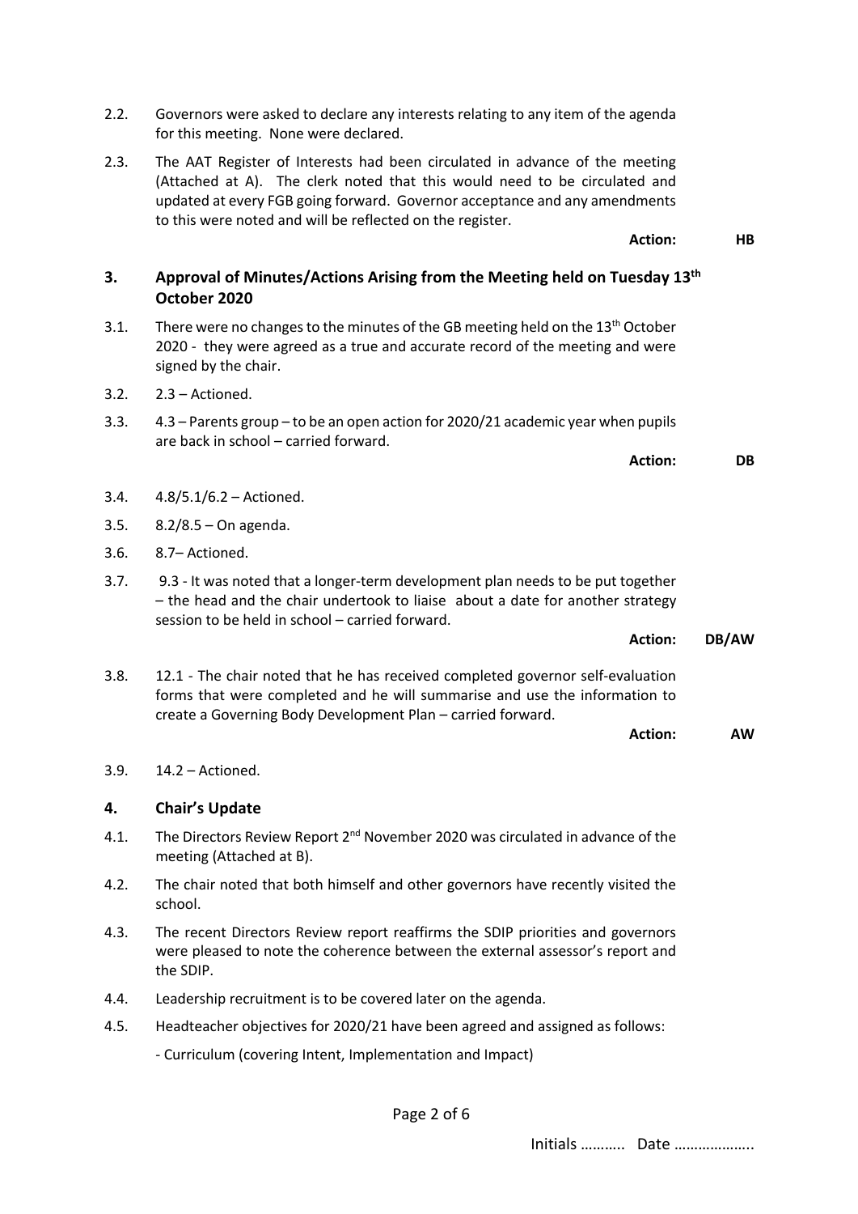2.2. Governors were asked to declare any interests relating to any item of the agenda for this meeting. None were declared.

2.3. The AAT Register of Interests had been circulated in advance of the meeting (Attached at A). The clerk noted that this would need to be circulated and updated at every FGB going forward. Governor acceptance and any amendments to this were noted and will be reflected on the register.

**Action: HB**

## 3. Approval of Minutes/Actions Arising from the Meeting held on Tuesday 13th October 2020

3.1. There were no changes to the minutes of the GB meeting held on the 13th October 2020 - they were agreed as a true and accurate record of the meeting and were signed by the chair.

3.2. 2.3 – Actioned.

3.3. 4.3 – Parents group – to be an open action for 2020/21 academic year when pupils are back in school – carried forward.

**Action: DB**

3.4. 4.8/5.1/6.2 – Actioned.

3.5. 8.2/8.5 – On agenda.

3.6. 8.7– Actioned.

3.7. 9.3 - It was noted that a longer-term development plan needs to be put together – the head and the chair undertook to liaise about a date for another strategy session to be held in school – carried forward.

**Action: DB/AW**

3.8. 12.1 - The chair noted that he has received completed governor self-evaluation forms that were completed and he will summarise and use the information to create a Governing Body Development Plan – carried forward.

**Action: AW**

3.9. 14.2 – Actioned.

## 4. Chair's Update

4.1. The Directors Review Report 2nd November 2020 was circulated in advance of the meeting (Attached at B).

4.2. The chair noted that both himself and other governors have recently visited the school.

4.3. The recent Directors Review report reaffirms the SDIP priorities and governors were pleased to note the coherence between the external assessor's report and the SDIP.

4.4. Leadership recruitment is to be covered later on the agenda.

4.5. Headteacher objectives for 2020/21 have been agreed and assigned as follows:

- Curriculum (covering Intent, Implementation and Impact)

Initials ……….. Date ………………..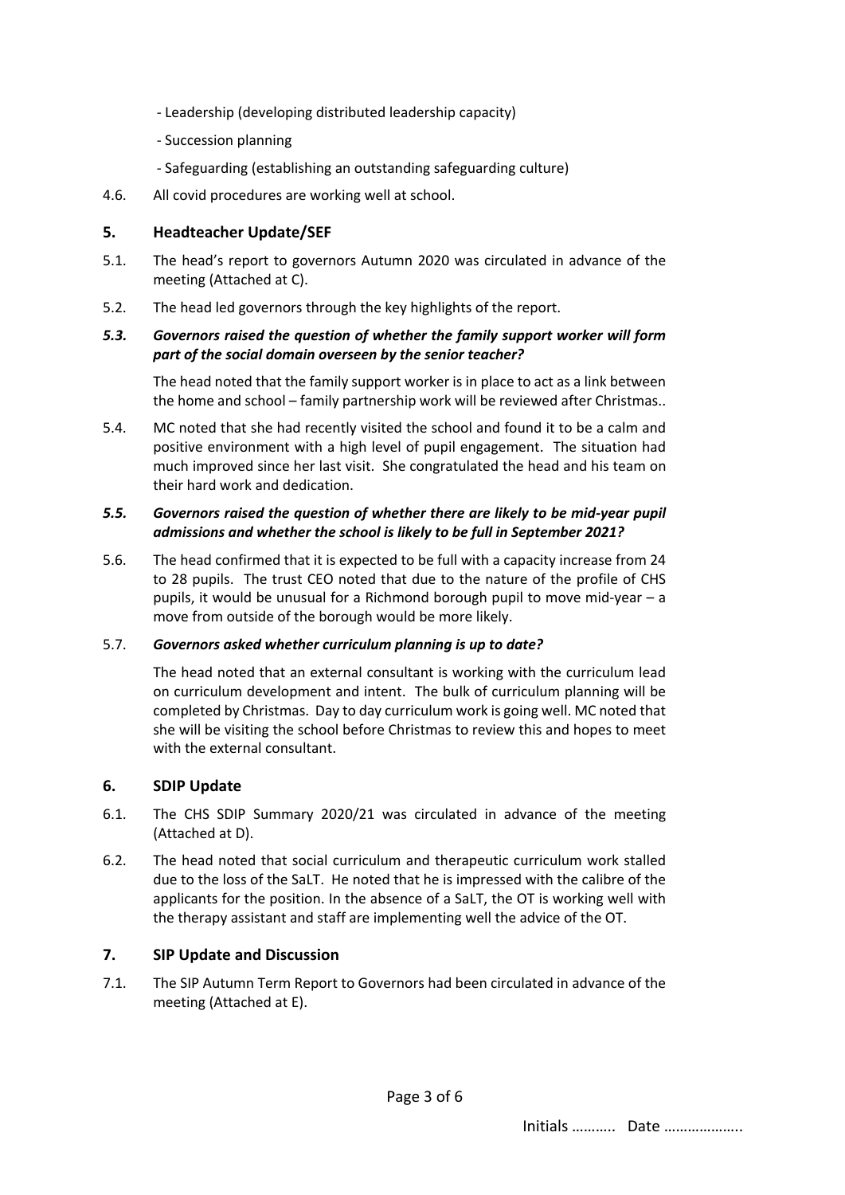- Leadership (developing distributed leadership capacity)
- Succession planning
- Safeguarding (establishing an outstanding safeguarding culture)

4.6. All covid procedures are working well at school.

## 5. Headteacher Update/SEF

5.1. The head's report to governors Autumn 2020 was circulated in advance of the meeting (Attached at C).

5.2. The head led governors through the key highlights of the report.

***5.3. Governors raised the question of whether the family support worker will form part of the social domain overseen by the senior teacher?***

The head noted that the family support worker is in place to act as a link between the home and school – family partnership work will be reviewed after Christmas..

5.4. MC noted that she had recently visited the school and found it to be a calm and positive environment with a high level of pupil engagement. The situation had much improved since her last visit. She congratulated the head and his team on their hard work and dedication.

***5.5. Governors raised the question of whether there are likely to be mid-year pupil admissions and whether the school is likely to be full in September 2021?***

5.6. The head confirmed that it is expected to be full with a capacity increase from 24 to 28 pupils. The trust CEO noted that due to the nature of the profile of CHS pupils, it would be unusual for a Richmond borough pupil to move mid-year – a move from outside of the borough would be more likely.

5.7. ***Governors asked whether curriculum planning is up to date?***

The head noted that an external consultant is working with the curriculum lead on curriculum development and intent. The bulk of curriculum planning will be completed by Christmas. Day to day curriculum work is going well. MC noted that she will be visiting the school before Christmas to review this and hopes to meet with the external consultant.

## 6. SDIP Update

6.1. The CHS SDIP Summary 2020/21 was circulated in advance of the meeting (Attached at D).

6.2. The head noted that social curriculum and therapeutic curriculum work stalled due to the loss of the SaLT. He noted that he is impressed with the calibre of the applicants for the position. In the absence of a SaLT, the OT is working well with the therapy assistant and staff are implementing well the advice of the OT.

## 7. SIP Update and Discussion

7.1. The SIP Autumn Term Report to Governors had been circulated in advance of the meeting (Attached at E).

Initials ……….. Date ………………..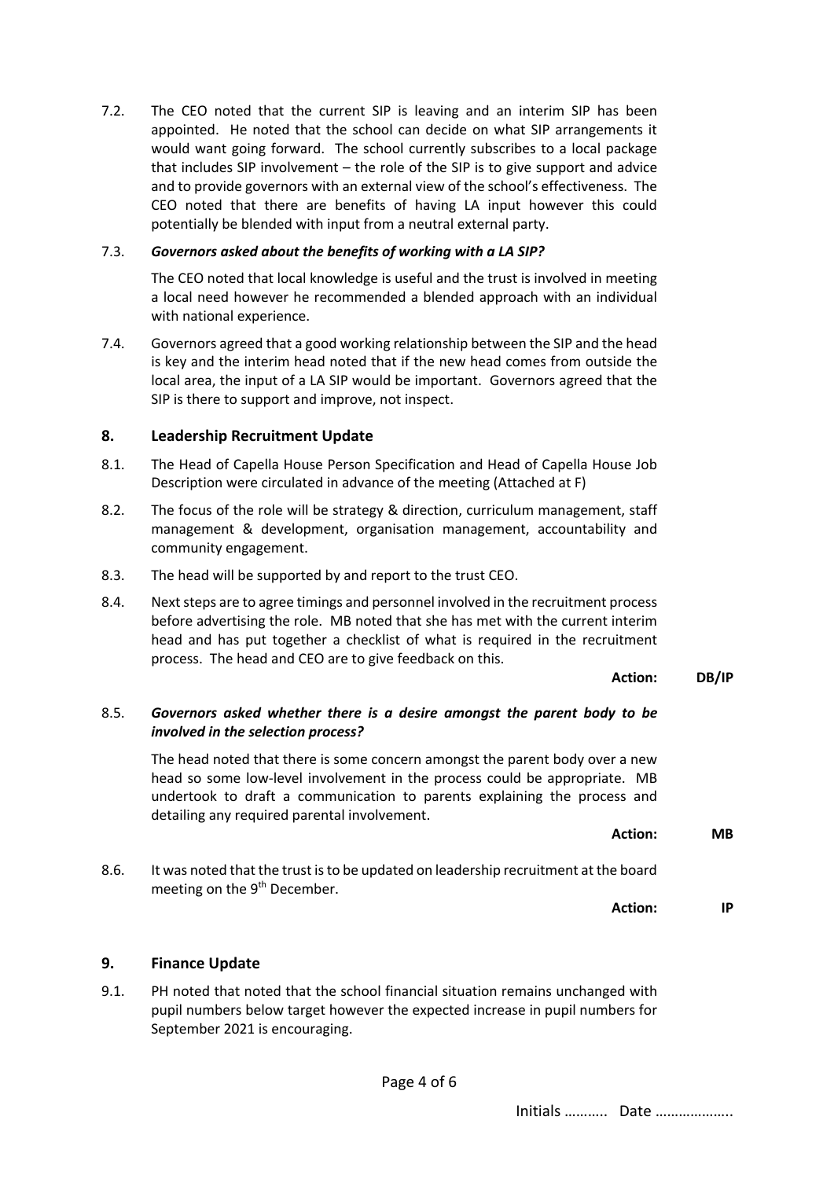7.2. The CEO noted that the current SIP is leaving and an interim SIP has been appointed. He noted that the school can decide on what SIP arrangements it would want going forward. The school currently subscribes to a local package that includes SIP involvement – the role of the SIP is to give support and advice and to provide governors with an external view of the school's effectiveness. The CEO noted that there are benefits of having LA input however this could potentially be blended with input from a neutral external party.

7.3. ***Governors asked about the benefits of working with a LA SIP?***

The CEO noted that local knowledge is useful and the trust is involved in meeting a local need however he recommended a blended approach with an individual with national experience.

7.4. Governors agreed that a good working relationship between the SIP and the head is key and the interim head noted that if the new head comes from outside the local area, the input of a LA SIP would be important. Governors agreed that the SIP is there to support and improve, not inspect.

## 8. Leadership Recruitment Update

8.1. The Head of Capella House Person Specification and Head of Capella House Job Description were circulated in advance of the meeting (Attached at F)

8.2. The focus of the role will be strategy & direction, curriculum management, staff management & development, organisation management, accountability and community engagement.

8.3. The head will be supported by and report to the trust CEO.

8.4. Next steps are to agree timings and personnel involved in the recruitment process before advertising the role. MB noted that she has met with the current interim head and has put together a checklist of what is required in the recruitment process. The head and CEO are to give feedback on this.

**Action: DB/IP**

8.5. ***Governors asked whether there is a desire amongst the parent body to be involved in the selection process?***

The head noted that there is some concern amongst the parent body over a new head so some low-level involvement in the process could be appropriate. MB undertook to draft a communication to parents explaining the process and detailing any required parental involvement.

**Action: MB**

8.6. It was noted that the trust is to be updated on leadership recruitment at the board meeting on the 9th December.

**Action: IP**

## 9. Finance Update

9.1. PH noted that noted that the school financial situation remains unchanged with pupil numbers below target however the expected increase in pupil numbers for September 2021 is encouraging.

Initials ……….. Date ……………….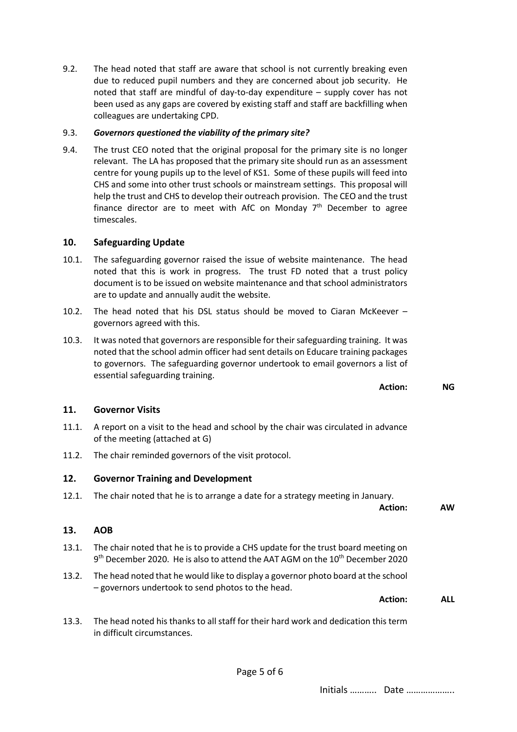9.2. The head noted that staff are aware that school is not currently breaking even due to reduced pupil numbers and they are concerned about job security. He noted that staff are mindful of day-to-day expenditure – supply cover has not been used as any gaps are covered by existing staff and staff are backfilling when colleagues are undertaking CPD.

9.3. ***Governors questioned the viability of the primary site?***

9.4. The trust CEO noted that the original proposal for the primary site is no longer relevant. The LA has proposed that the primary site should run as an assessment centre for young pupils up to the level of KS1. Some of these pupils will feed into CHS and some into other trust schools or mainstream settings. This proposal will help the trust and CHS to develop their outreach provision. The CEO and the trust finance director are to meet with AfC on Monday 7th December to agree timescales.

## 10. Safeguarding Update

10.1. The safeguarding governor raised the issue of website maintenance. The head noted that this is work in progress. The trust FD noted that a trust policy document is to be issued on website maintenance and that school administrators are to update and annually audit the website.

10.2. The head noted that his DSL status should be moved to Ciaran McKeever – governors agreed with this.

10.3. It was noted that governors are responsible for their safeguarding training. It was noted that the school admin officer had sent details on Educare training packages to governors. The safeguarding governor undertook to email governors a list of essential safeguarding training.

**Action: NG**

## 11. Governor Visits

11.1. A report on a visit to the head and school by the chair was circulated in advance of the meeting (attached at G)

11.2. The chair reminded governors of the visit protocol.

## 12. Governor Training and Development

12.1. The chair noted that he is to arrange a date for a strategy meeting in January.

**Action: AW**

## 13. AOB

13.1. The chair noted that he is to provide a CHS update for the trust board meeting on 9th December 2020. He is also to attend the AAT AGM on the 10th December 2020

13.2. The head noted that he would like to display a governor photo board at the school – governors undertook to send photos to the head.

**Action: ALL**

13.3. The head noted his thanks to all staff for their hard work and dedication this term in difficult circumstances.

Initials ……….. Date ………………..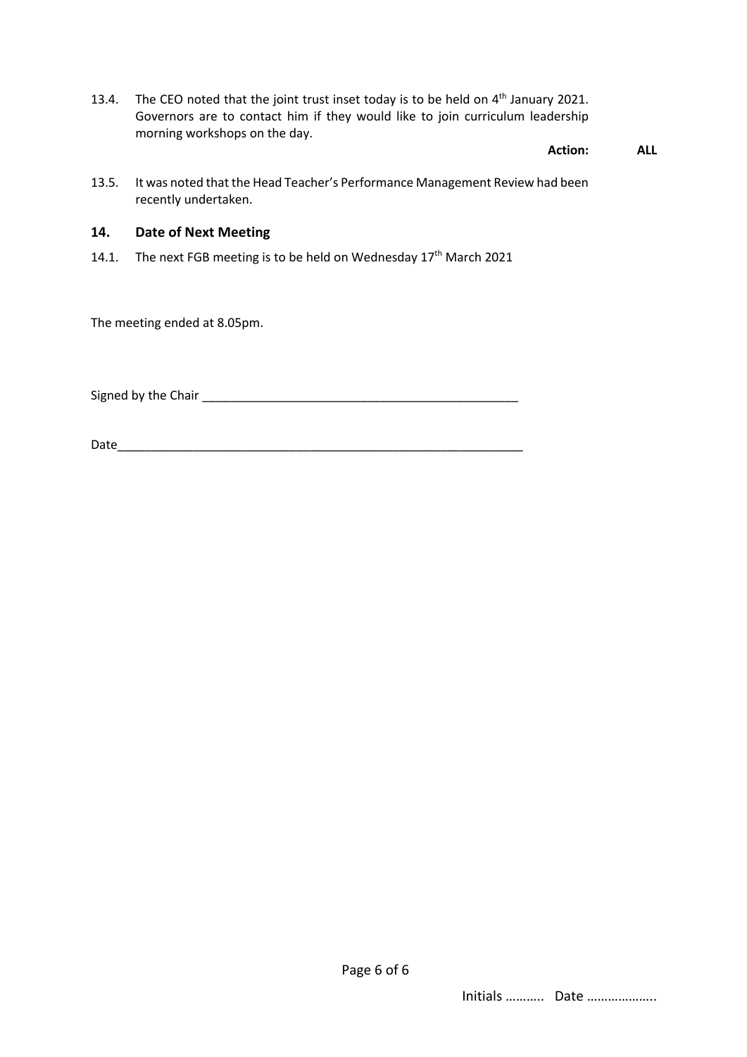13.4. The CEO noted that the joint trust inset today is to be held on 4th January 2021. Governors are to contact him if they would like to join curriculum leadership morning workshops on the day.

**Action: ALL**

13.5. It was noted that the Head Teacher's Performance Management Review had been recently undertaken.

## 14. Date of Next Meeting

14.1. The next FGB meeting is to be held on Wednesday 17th March 2021

The meeting ended at 8.05pm.

Signed by the Chair _______________________________________________

Date____________________________________________________________

Initials ……….. Date ………………..